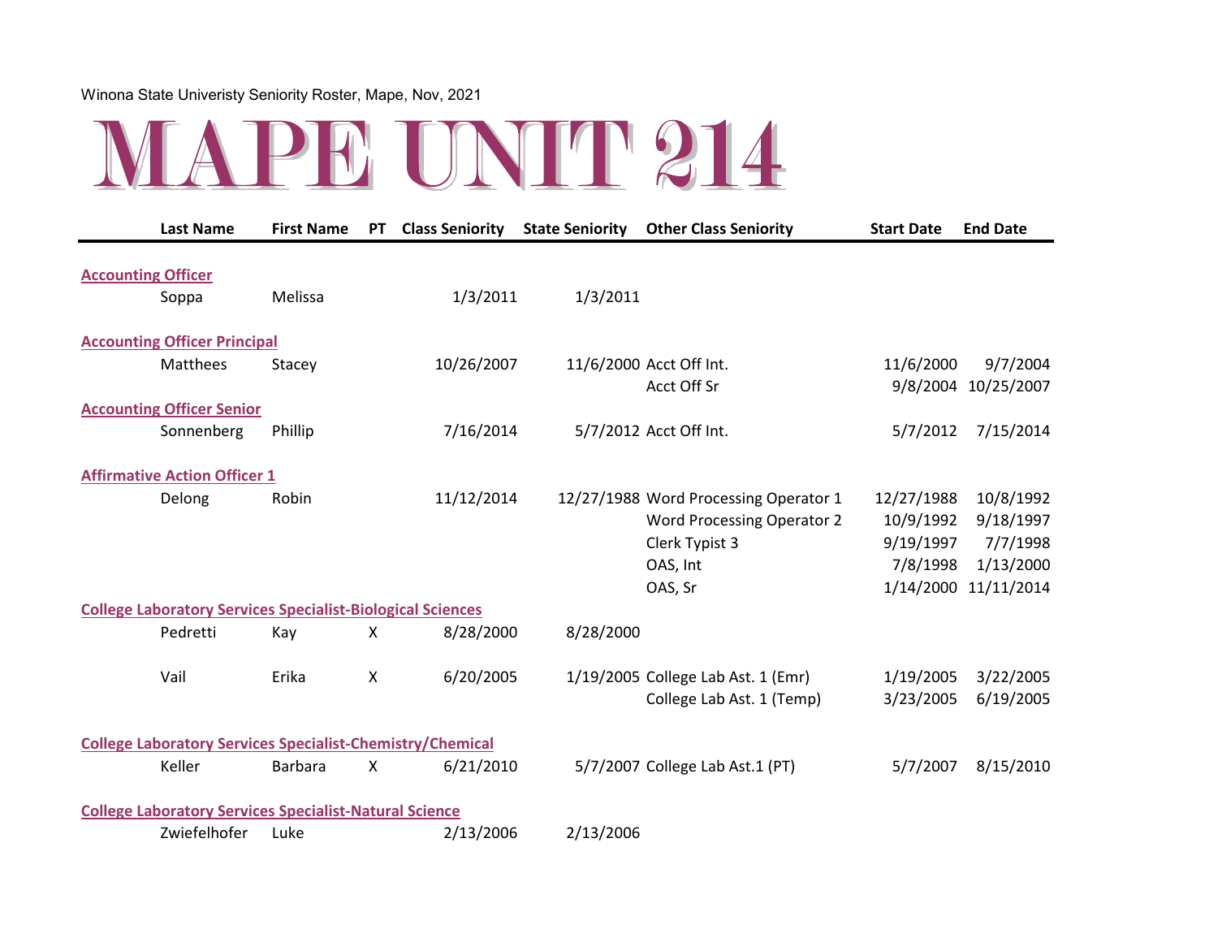Winona State Univeristy Seniority Roster, Mape, Nov, 2021

# MAPE UNIT 214

| | Last Name | First Name | PT | Class Seniority | State Seniority | Other Class Seniority | Start Date | End Date |
|---|---|---|---|---|---|---|---|---|
| **Accounting Officer** | | | | | | | | |
| | Soppa | Melissa | | 1/3/2011 | 1/3/2011 | | | |
| **Accounting Officer Principal** | | | | | | | | |
| | Matthees | Stacey | | 10/26/2007 | 11/6/2000 | Acct Off Int. | 11/6/2000 | 9/7/2004 |
| | | | | | | Acct Off Sr | 9/8/2004 | 10/25/2007 |
| **Accounting Officer Senior** | | | | | | | | |
| | Sonnenberg | Phillip | | 7/16/2014 | 5/7/2012 | Acct Off Int. | 5/7/2012 | 7/15/2014 |
| **Affirmative Action Officer 1** | | | | | | | | |
| | Delong | Robin | | 11/12/2014 | 12/27/1988 | Word Processing Operator 1 | 12/27/1988 | 10/8/1992 |
| | | | | | | Word Processing Operator 2 | 10/9/1992 | 9/18/1997 |
| | | | | | | Clerk Typist 3 | 9/19/1997 | 7/7/1998 |
| | | | | | | OAS, Int | 7/8/1998 | 1/13/2000 |
| | | | | | | OAS, Sr | 1/14/2000 | 11/11/2014 |
| **College Laboratory Services Specialist-Biological Sciences** | | | | | | | | |
| | Pedretti | Kay | X | 8/28/2000 | 8/28/2000 | | | |
| | Vail | Erika | X | 6/20/2005 | 1/19/2005 | College Lab Ast. 1 (Emr) | 1/19/2005 | 3/22/2005 |
| | | | | | | College Lab Ast. 1 (Temp) | 3/23/2005 | 6/19/2005 |
| **College Laboratory Services Specialist-Chemistry/Chemical** | | | | | | | | |
| | Keller | Barbara | X | 6/21/2010 | 5/7/2007 | College Lab Ast.1 (PT) | 5/7/2007 | 8/15/2010 |
| **College Laboratory Services Specialist-Natural Science** | | | | | | | | |
| | Zwiefelhofer | Luke | | 2/13/2006 | 2/13/2006 | | | |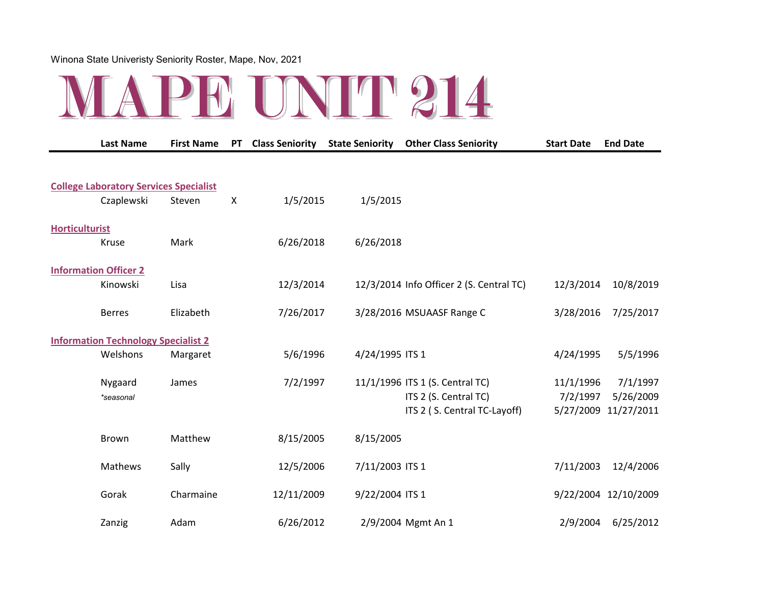Winona State Univeristy Seniority Roster, Mape, Nov, 2021

# MAPE UNIT 214

| | Last Name | First Name | PT | Class Seniority | State Seniority | Other Class Seniority | Start Date | End Date |
|---|---|---|---|---|---|---|---|---|
| **College Laboratory Services Specialist** | | | | | | | | |
| | Czaplewski | Steven | X | 1/5/2015 | 1/5/2015 | | | |
| **Horticulturist** | | | | | | | | |
| | Kruse | Mark | | 6/26/2018 | 6/26/2018 | | | |
| **Information Officer 2** | | | | | | | | |
| | Kinowski | Lisa | | 12/3/2014 | 12/3/2014 | Info Officer 2 (S. Central TC) | 12/3/2014 | 10/8/2019 |
| | Berres | Elizabeth | | 7/26/2017 | 3/28/2016 | MSUAASF Range C | 3/28/2016 | 7/25/2017 |
| **Information Technology Specialist 2** | | | | | | | | |
| | Welshons | Margaret | | 5/6/1996 | 4/24/1995 | ITS 1 | 4/24/1995 | 5/5/1996 |
| | Nygaard | James | | 7/2/1997 | 11/1/1996 | ITS 1 (S. Central TC) | 11/1/1996 | 7/1/1997 |
| | *\*seasonal* | | | | | ITS 2 (S. Central TC) | 7/2/1997 | 5/26/2009 |
| | | | | | | ITS 2 ( S. Central TC-Layoff) | 5/27/2009 | 11/27/2011 |
| | Brown | Matthew | | 8/15/2005 | 8/15/2005 | | | |
| | Mathews | Sally | | 12/5/2006 | 7/11/2003 | ITS 1 | 7/11/2003 | 12/4/2006 |
| | Gorak | Charmaine | | 12/11/2009 | 9/22/2004 | ITS 1 | 9/22/2004 | 12/10/2009 |
| | Zanzig | Adam | | 6/26/2012 | 2/9/2004 | Mgmt An 1 | 2/9/2004 | 6/25/2012 |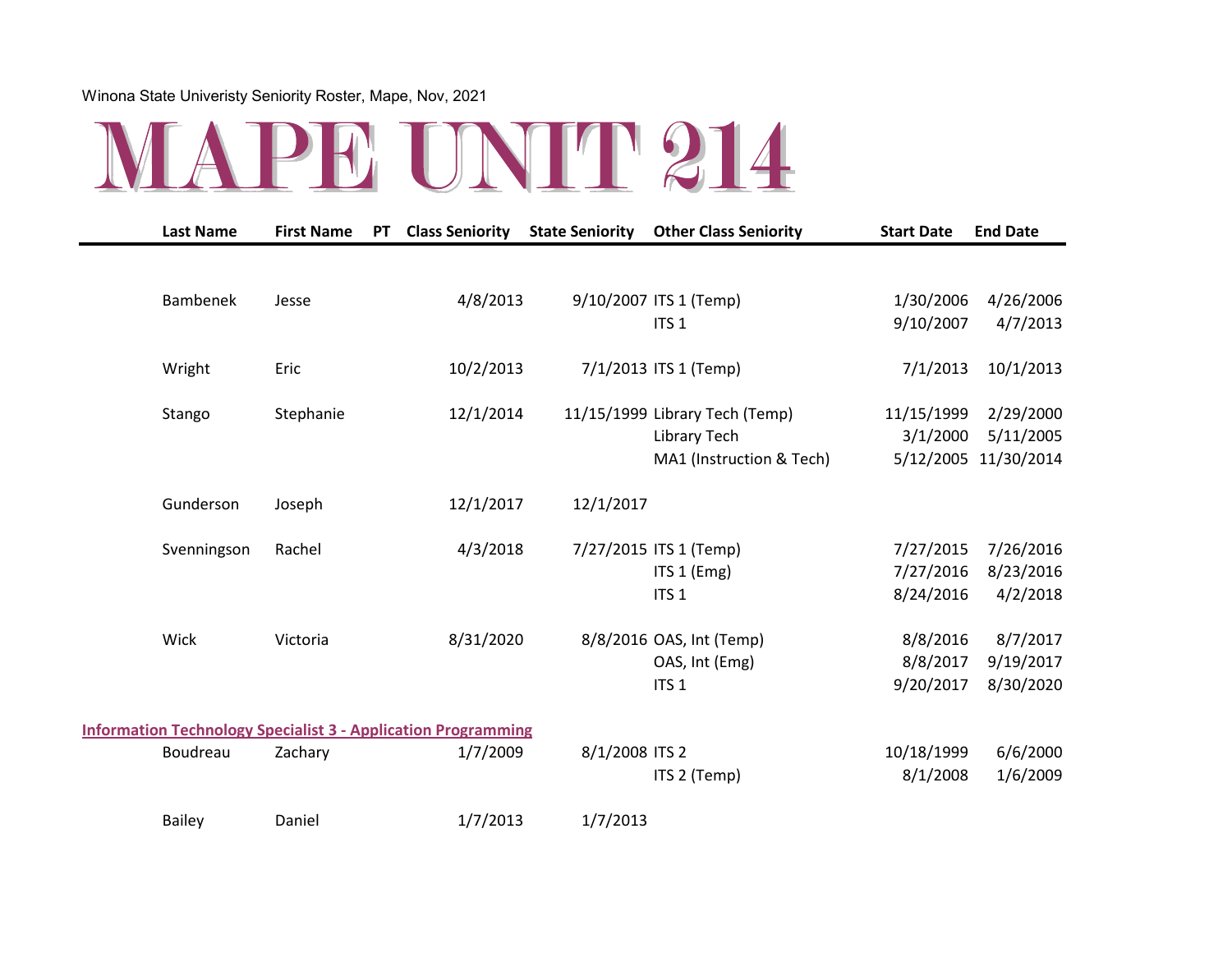Winona State Univeristy Seniority Roster, Mape, Nov, 2021

# MAPE UNIT 214

| Last Name | First Name | PT | Class Seniority | State Seniority | Other Class Seniority | Start Date | End Date |
|---|---|---|---|---|---|---|---|
| Bambenek | Jesse | | 4/8/2013 | 9/10/2007 | ITS 1 (Temp) | 1/30/2006 | 4/26/2006 |
| | | | | | ITS 1 | 9/10/2007 | 4/7/2013 |
| Wright | Eric | | 10/2/2013 | 7/1/2013 | ITS 1 (Temp) | 7/1/2013 | 10/1/2013 |
| Stango | Stephanie | | 12/1/2014 | 11/15/1999 | Library Tech (Temp) | 11/15/1999 | 2/29/2000 |
| | | | | | Library Tech | 3/1/2000 | 5/11/2005 |
| | | | | | MA1 (Instruction & Tech) | 5/12/2005 | 11/30/2014 |
| Gunderson | Joseph | | 12/1/2017 | 12/1/2017 | | | |
| Svenningson | Rachel | | 4/3/2018 | 7/27/2015 | ITS 1 (Temp) | 7/27/2015 | 7/26/2016 |
| | | | | | ITS 1 (Emg) | 7/27/2016 | 8/23/2016 |
| | | | | | ITS 1 | 8/24/2016 | 4/2/2018 |
| Wick | Victoria | | 8/31/2020 | 8/8/2016 | OAS, Int (Temp) | 8/8/2016 | 8/7/2017 |
| | | | | | OAS, Int (Emg) | 8/8/2017 | 9/19/2017 |
| | | | | | ITS 1 | 9/20/2017 | 8/30/2020 |
| **Information Technology Specialist 3 - Application Programming** | | | | | | | |
| Boudreau | Zachary | | 1/7/2009 | 8/1/2008 | ITS 2 | 10/18/1999 | 6/6/2000 |
| | | | | | ITS 2 (Temp) | 8/1/2008 | 1/6/2009 |
| Bailey | Daniel | | 1/7/2013 | 1/7/2013 | | | |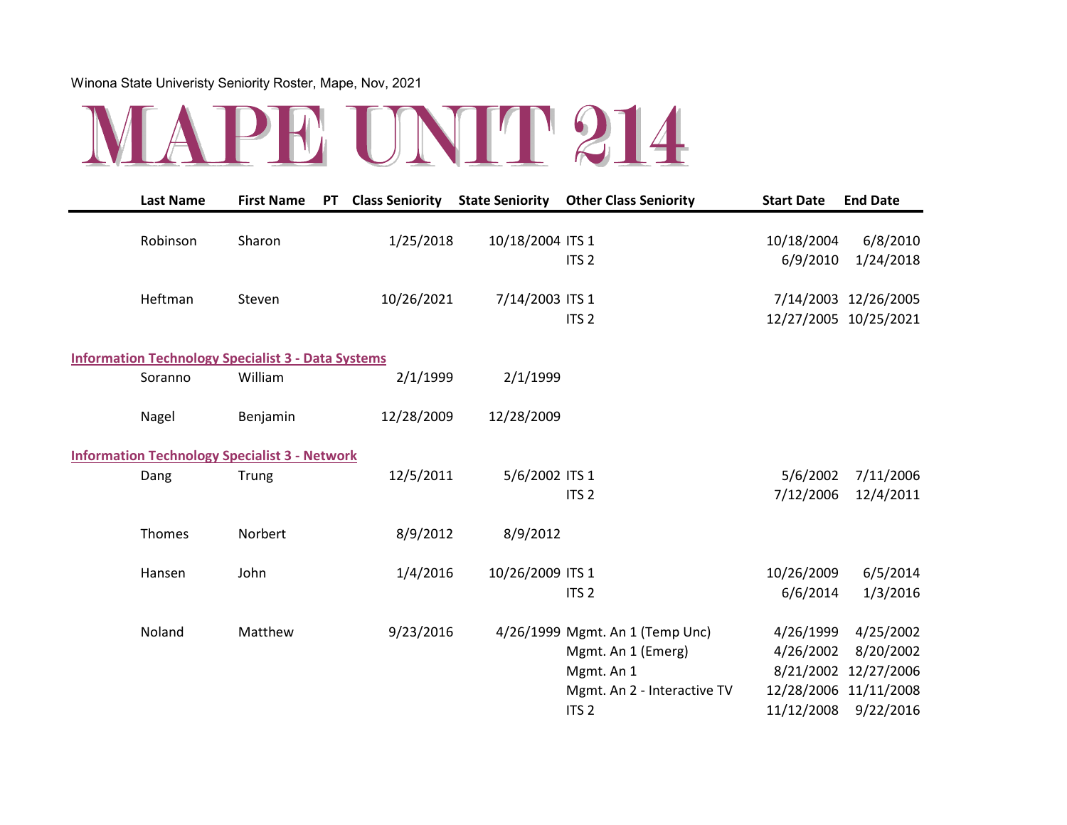Winona State Univeristy Seniority Roster, Mape, Nov, 2021

# MAPE UNIT 214

| Last Name | First Name | PT | Class Seniority | State Seniority | Other Class Seniority | Start Date | End Date |
|---|---|---|---|---|---|---|---|
| Robinson | Sharon | | 1/25/2018 | 10/18/2004 | ITS 1 | 10/18/2004 | 6/8/2010 |
| | | | | | ITS 2 | 6/9/2010 | 1/24/2018 |
| Heftman | Steven | | 10/26/2021 | 7/14/2003 | ITS 1 | 7/14/2003 | 12/26/2005 |
| | | | | | ITS 2 | 12/27/2005 | 10/25/2021 |
| **Information Technology Specialist 3 - Data Systems** | | | | | | | |
| Soranno | William | | 2/1/1999 | 2/1/1999 | | | |
| Nagel | Benjamin | | 12/28/2009 | 12/28/2009 | | | |
| **Information Technology Specialist 3 - Network** | | | | | | | |
| Dang | Trung | | 12/5/2011 | 5/6/2002 | ITS 1 | 5/6/2002 | 7/11/2006 |
| | | | | | ITS 2 | 7/12/2006 | 12/4/2011 |
| Thomes | Norbert | | 8/9/2012 | 8/9/2012 | | | |
| Hansen | John | | 1/4/2016 | 10/26/2009 | ITS 1 | 10/26/2009 | 6/5/2014 |
| | | | | | ITS 2 | 6/6/2014 | 1/3/2016 |
| Noland | Matthew | | 9/23/2016 | 4/26/1999 | Mgmt. An 1 (Temp Unc) | 4/26/1999 | 4/25/2002 |
| | | | | | Mgmt. An 1 (Emerg) | 4/26/2002 | 8/20/2002 |
| | | | | | Mgmt. An 1 | 8/21/2002 | 12/27/2006 |
| | | | | | Mgmt. An 2 - Interactive TV | 12/28/2006 | 11/11/2008 |
| | | | | | ITS 2 | 11/12/2008 | 9/22/2016 |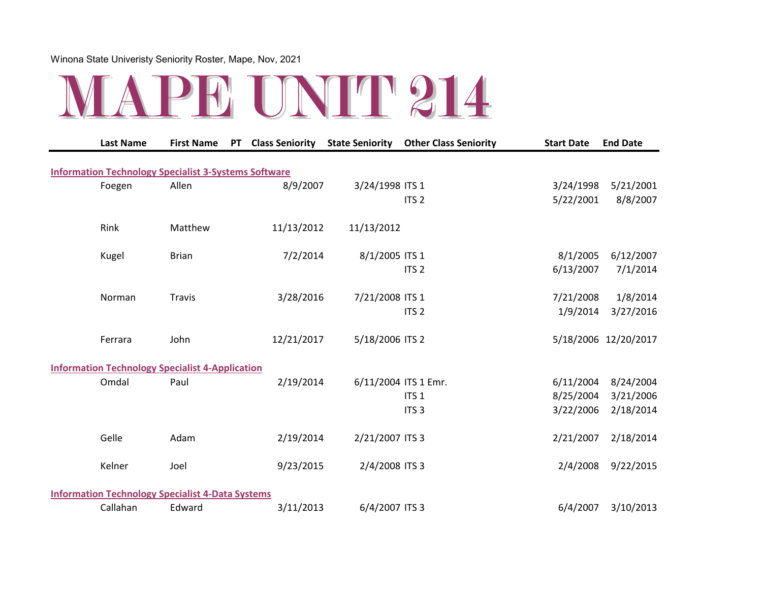Winona State Univeristy Seniority Roster, Mape, Nov, 2021

# MAPE UNIT 214

| Last Name | First Name | PT | Class Seniority | State Seniority | Other Class Seniority | Start Date | End Date |
|---|---|---|---|---|---|---|---|
| **Information Technology Specialist 3-Systems Software** | | | | | | | |
| Foegen | Allen | | 8/9/2007 | 3/24/1998 | ITS 1 | 3/24/1998 | 5/21/2001 |
| | | | | | ITS 2 | 5/22/2001 | 8/8/2007 |
| Rink | Matthew | | 11/13/2012 | 11/13/2012 | | | |
| Kugel | Brian | | 7/2/2014 | 8/1/2005 | ITS 1 | 8/1/2005 | 6/12/2007 |
| | | | | | ITS 2 | 6/13/2007 | 7/1/2014 |
| Norman | Travis | | 3/28/2016 | 7/21/2008 | ITS 1 | 7/21/2008 | 1/8/2014 |
| | | | | | ITS 2 | 1/9/2014 | 3/27/2016 |
| Ferrara | John | | 12/21/2017 | 5/18/2006 | ITS 2 | 5/18/2006 | 12/20/2017 |
| **Information Technology Specialist 4-Application** | | | | | | | |
| Omdal | Paul | | 2/19/2014 | 6/11/2004 | ITS 1 Emr. | 6/11/2004 | 8/24/2004 |
| | | | | | ITS 1 | 8/25/2004 | 3/21/2006 |
| | | | | | ITS 3 | 3/22/2006 | 2/18/2014 |
| Gelle | Adam | | 2/19/2014 | 2/21/2007 | ITS 3 | 2/21/2007 | 2/18/2014 |
| Kelner | Joel | | 9/23/2015 | 2/4/2008 | ITS 3 | 2/4/2008 | 9/22/2015 |
| **Information Technology Specialist 4-Data Systems** | | | | | | | |
| Callahan | Edward | | 3/11/2013 | 6/4/2007 | ITS 3 | 6/4/2007 | 3/10/2013 |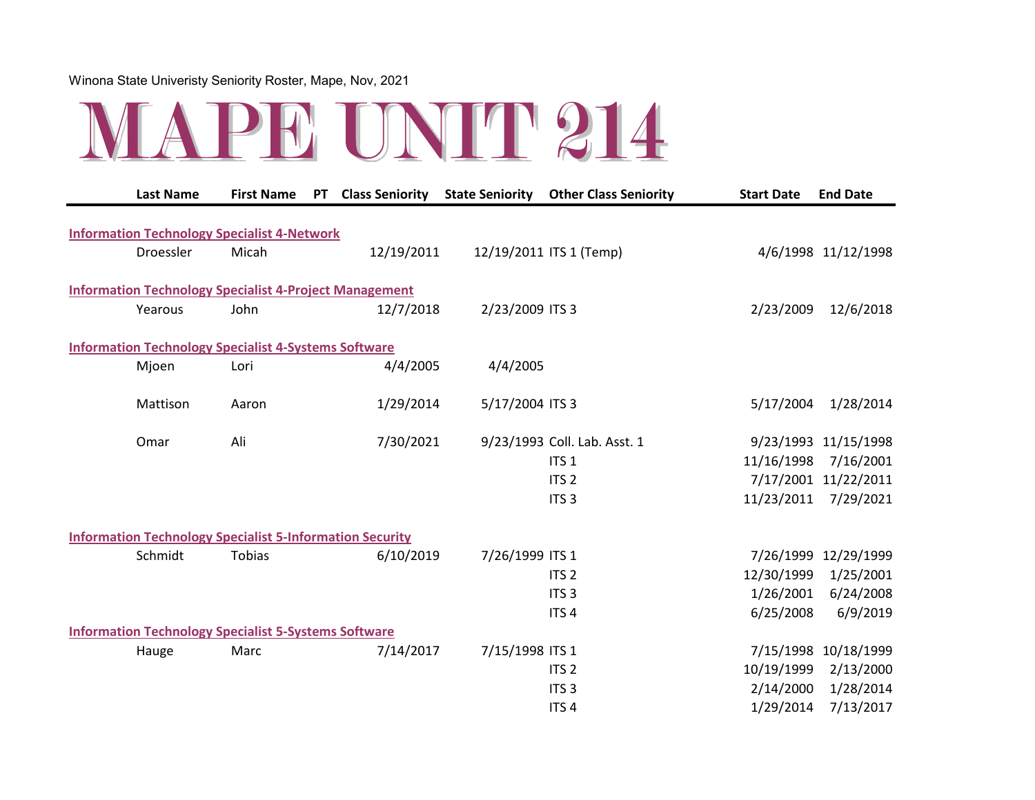Winona State Univeristy Seniority Roster, Mape, Nov, 2021

# MAPE UNIT 214

| Last Name | First Name | PT | Class Seniority | State Seniority | Other Class Seniority | Start Date | End Date |
|---|---|---|---|---|---|---|---|
| **Information Technology Specialist 4-Network** | | | | | | | |
| Droessler | Micah | | 12/19/2011 | 12/19/2011 | ITS 1 (Temp) | 4/6/1998 | 11/12/1998 |
| **Information Technology Specialist 4-Project Management** | | | | | | | |
| Yearous | John | | 12/7/2018 | 2/23/2009 | ITS 3 | 2/23/2009 | 12/6/2018 |
| **Information Technology Specialist 4-Systems Software** | | | | | | | |
| Mjoen | Lori | | 4/4/2005 | 4/4/2005 | | | |
| Mattison | Aaron | | 1/29/2014 | 5/17/2004 | ITS 3 | 5/17/2004 | 1/28/2014 |
| Omar | Ali | | 7/30/2021 | 9/23/1993 | Coll. Lab. Asst. 1 | 9/23/1993 | 11/15/1998 |
| | | | | | ITS 1 | 11/16/1998 | 7/16/2001 |
| | | | | | ITS 2 | 7/17/2001 | 11/22/2011 |
| | | | | | ITS 3 | 11/23/2011 | 7/29/2021 |
| **Information Technology Specialist 5-Information Security** | | | | | | | |
| Schmidt | Tobias | | 6/10/2019 | 7/26/1999 | ITS 1 | 7/26/1999 | 12/29/1999 |
| | | | | | ITS 2 | 12/30/1999 | 1/25/2001 |
| | | | | | ITS 3 | 1/26/2001 | 6/24/2008 |
| | | | | | ITS 4 | 6/25/2008 | 6/9/2019 |
| **Information Technology Specialist 5-Systems Software** | | | | | | | |
| Hauge | Marc | | 7/14/2017 | 7/15/1998 | ITS 1 | 7/15/1998 | 10/18/1999 |
| | | | | | ITS 2 | 10/19/1999 | 2/13/2000 |
| | | | | | ITS 3 | 2/14/2000 | 1/28/2014 |
| | | | | | ITS 4 | 1/29/2014 | 7/13/2017 |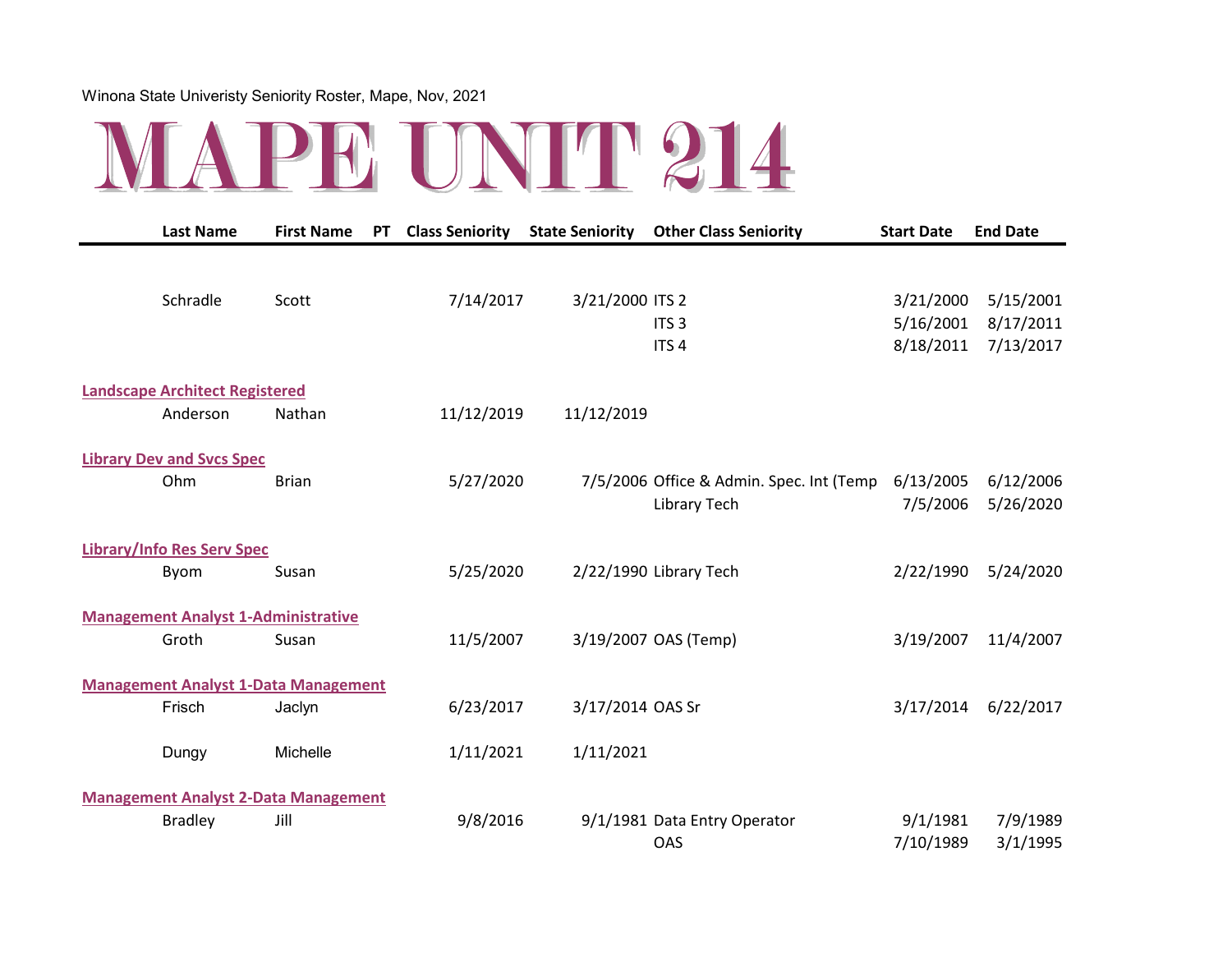Winona State Univeristy Seniority Roster, Mape, Nov, 2021

# MAPE UNIT 214

| | Last Name | First Name | PT | Class Seniority | State Seniority | Other Class Seniority | Start Date | End Date |
|---|---|---|---|---|---|---|---|---|
| | Schradle | Scott | | 7/14/2017 | 3/21/2000 | ITS 2 | 3/21/2000 | 5/15/2001 |
| | | | | | | ITS 3 | 5/16/2001 | 8/17/2011 |
| | | | | | | ITS 4 | 8/18/2011 | 7/13/2017 |
| **Landscape Architect Registered** | | | | | | | | |
| | Anderson | Nathan | | 11/12/2019 | 11/12/2019 | | | |
| **Library Dev and Svcs Spec** | | | | | | | | |
| | Ohm | Brian | | 5/27/2020 | 7/5/2006 | Office & Admin. Spec. Int (Temp | 6/13/2005 | 6/12/2006 |
| | | | | | | Library Tech | 7/5/2006 | 5/26/2020 |
| **Library/Info Res Serv Spec** | | | | | | | | |
| | Byom | Susan | | 5/25/2020 | 2/22/1990 | Library Tech | 2/22/1990 | 5/24/2020 |
| **Management Analyst 1-Administrative** | | | | | | | | |
| | Groth | Susan | | 11/5/2007 | 3/19/2007 | OAS (Temp) | 3/19/2007 | 11/4/2007 |
| **Management Analyst 1-Data Management** | | | | | | | | |
| | Frisch | Jaclyn | | 6/23/2017 | 3/17/2014 | OAS Sr | 3/17/2014 | 6/22/2017 |
| | Dungy | Michelle | | 1/11/2021 | 1/11/2021 | | | |
| **Management Analyst 2-Data Management** | | | | | | | | |
| | Bradley | Jill | | 9/8/2016 | 9/1/1981 | Data Entry Operator | 9/1/1981 | 7/9/1989 |
| | | | | | | OAS | 7/10/1989 | 3/1/1995 |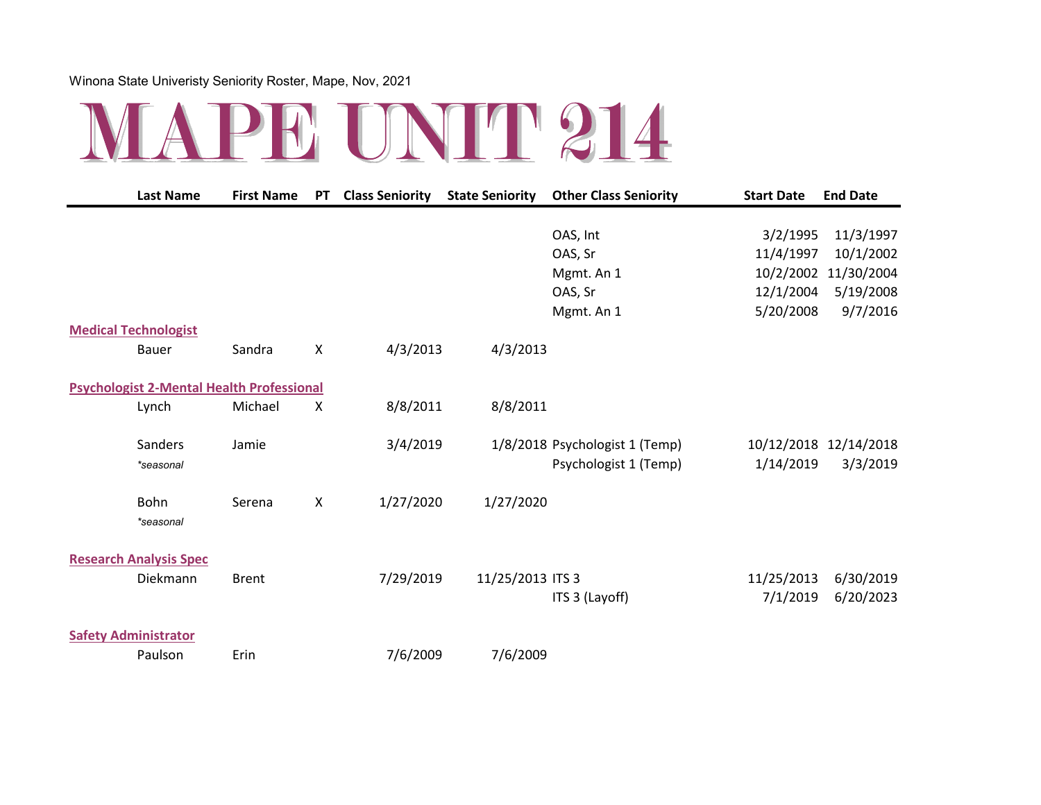Winona State Univeristy Seniority Roster, Mape, Nov, 2021

# MAPE UNIT 214

| Last Name | First Name | PT | Class Seniority | State Seniority | Other Class Seniority | Start Date | End Date |
|---|---|---|---|---|---|---|---|
| | | | | | OAS, Int | 3/2/1995 | 11/3/1997 |
| | | | | | OAS, Sr | 11/4/1997 | 10/1/2002 |
| | | | | | Mgmt. An 1 | 10/2/2002 | 11/30/2004 |
| | | | | | OAS, Sr | 12/1/2004 | 5/19/2008 |
| | | | | | Mgmt. An 1 | 5/20/2008 | 9/7/2016 |
| **Medical Technologist** | | | | | | | |
| Bauer | Sandra | X | 4/3/2013 | 4/3/2013 | | | |
| **Psychologist 2-Mental Health Professional** | | | | | | | |
| Lynch | Michael | X | 8/8/2011 | 8/8/2011 | | | |
| Sanders | Jamie | | 3/4/2019 | 1/8/2018 | Psychologist 1 (Temp) | 10/12/2018 | 12/14/2018 |
| *\*seasonal* | | | | | Psychologist 1 (Temp) | 1/14/2019 | 3/3/2019 |
| Bohn | Serena | X | 1/27/2020 | 1/27/2020 | | | |
| *\*seasonal* | | | | | | | |
| **Research Analysis Spec** | | | | | | | |
| Diekmann | Brent | | 7/29/2019 | 11/25/2013 | ITS 3 | 11/25/2013 | 6/30/2019 |
| | | | | | ITS 3 (Layoff) | 7/1/2019 | 6/20/2023 |
| **Safety Administrator** | | | | | | | |
| Paulson | Erin | | 7/6/2009 | 7/6/2009 | | | |